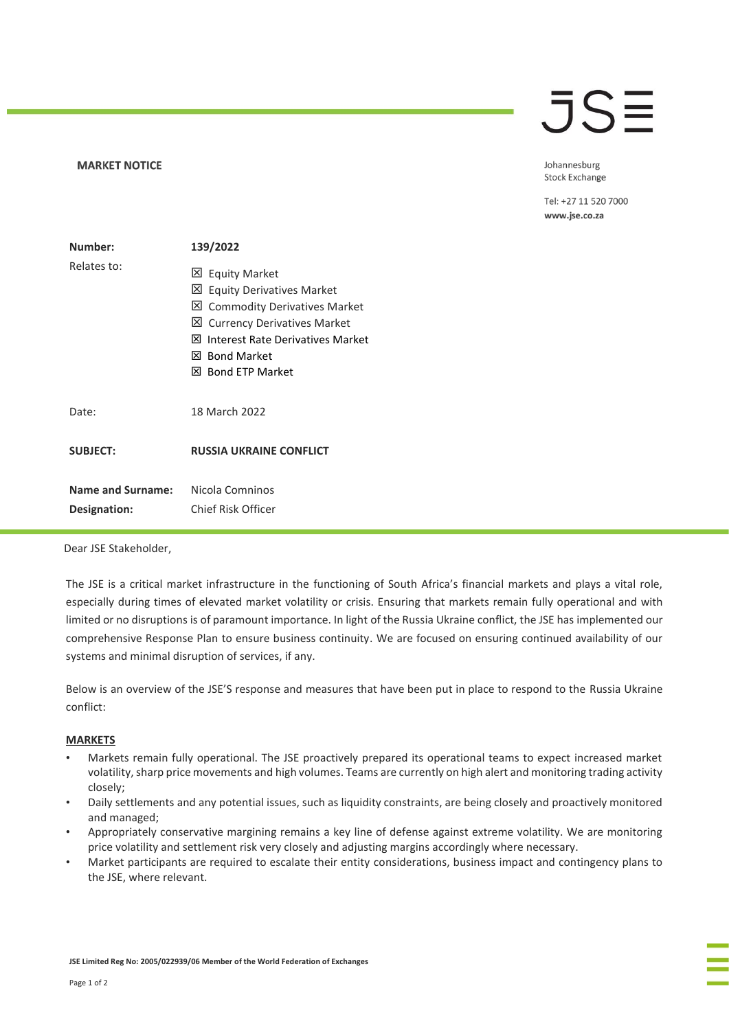**MARKET NOTICE**

Johannesburg Stock Exchange

Tel: +27 11 520 7000
www.jse.co.za

| | |
|---|---|
| **Number:** | **139/2022** |
| Relates to: | ☒ Equity Market<br>☒ Equity Derivatives Market<br>☒ Commodity Derivatives Market<br>☒ Currency Derivatives Market<br>☒ Interest Rate Derivatives Market<br>☒ Bond Market<br>☒ Bond ETP Market |
| Date: | 18 March 2022 |
| **SUBJECT:** | **RUSSIA UKRAINE CONFLICT** |
| **Name and Surname:** | Nicola Comninos |
| **Designation:** | Chief Risk Officer |

Dear JSE Stakeholder,

The JSE is a critical market infrastructure in the functioning of South Africa's financial markets and plays a vital role, especially during times of elevated market volatility or crisis. Ensuring that markets remain fully operational and with limited or no disruptions is of paramount importance. In light of the Russia Ukraine conflict, the JSE has implemented our comprehensive Response Plan to ensure business continuity. We are focused on ensuring continued availability of our systems and minimal disruption of services, if any.

Below is an overview of the JSE'S response and measures that have been put in place to respond to the Russia Ukraine conflict:

**MARKETS**

- Markets remain fully operational. The JSE proactively prepared its operational teams to expect increased market volatility, sharp price movements and high volumes. Teams are currently on high alert and monitoring trading activity closely;
- Daily settlements and any potential issues, such as liquidity constraints, are being closely and proactively monitored and managed;
- Appropriately conservative margining remains a key line of defense against extreme volatility. We are monitoring price volatility and settlement risk very closely and adjusting margins accordingly where necessary.
- Market participants are required to escalate their entity considerations, business impact and contingency plans to the JSE, where relevant.

JSE Limited Reg No: 2005/022939/06 Member of the World Federation of Exchanges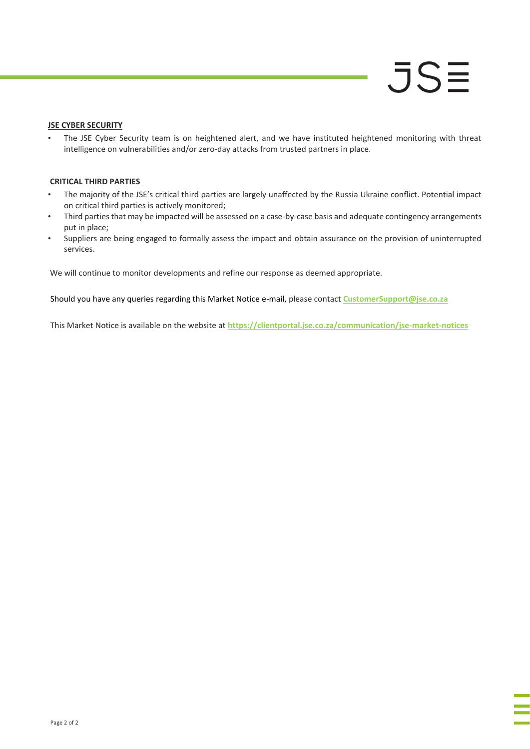**JSE CYBER SECURITY**

- The JSE Cyber Security team is on heightened alert, and we have instituted heightened monitoring with threat intelligence on vulnerabilities and/or zero-day attacks from trusted partners in place.

**CRITICAL THIRD PARTIES**

- The majority of the JSE's critical third parties are largely unaffected by the Russia Ukraine conflict. Potential impact on critical third parties is actively monitored;
- Third parties that may be impacted will be assessed on a case-by-case basis and adequate contingency arrangements put in place;
- Suppliers are being engaged to formally assess the impact and obtain assurance on the provision of uninterrupted services.

We will continue to monitor developments and refine our response as deemed appropriate.

Should you have any queries regarding this Market Notice e-mail, please contact **CustomerSupport@jse.co.za**

This Market Notice is available on the website at **https://clientportal.jse.co.za/communication/jse-market-notices**